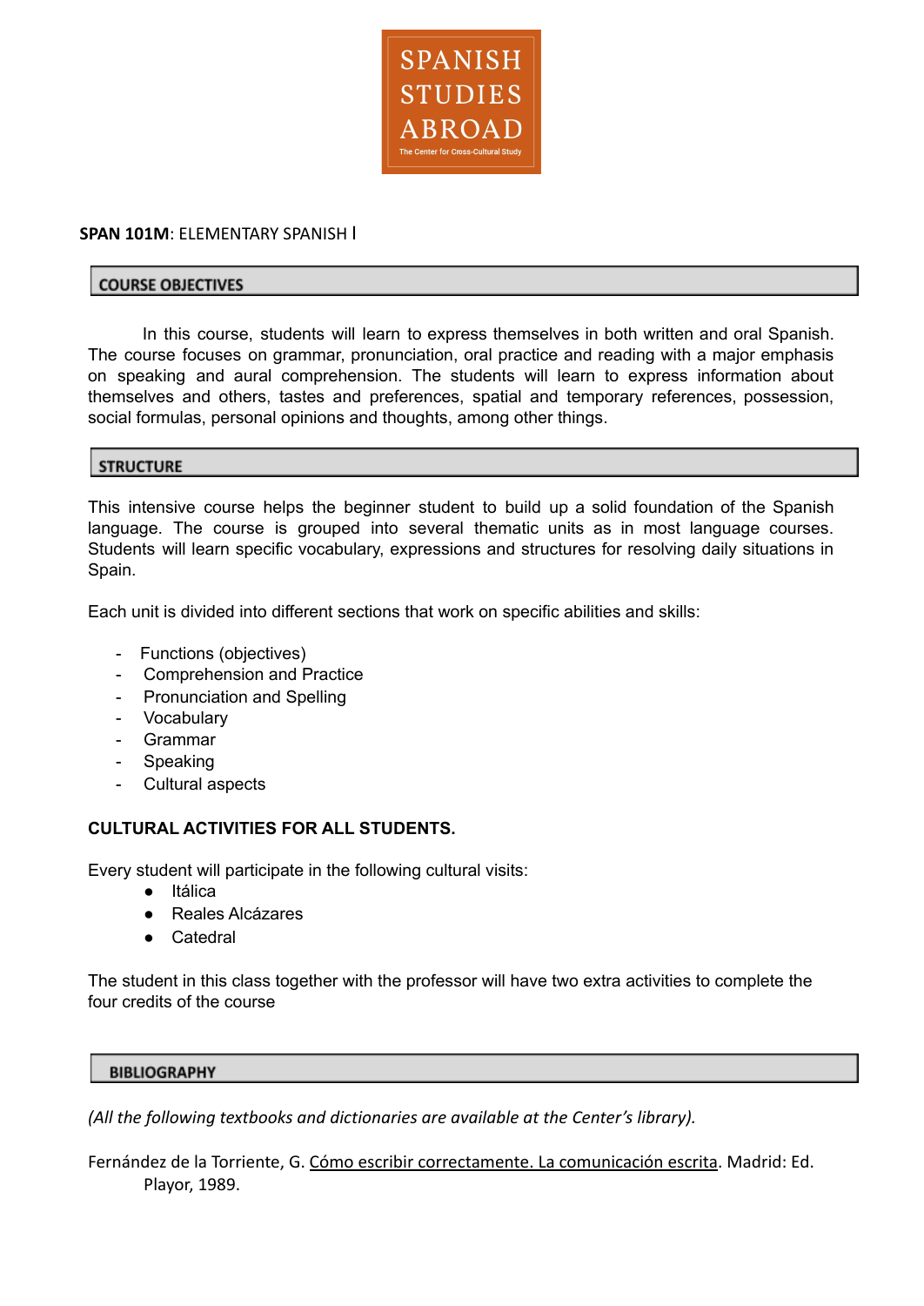SPANISH STUDIES ABROAD

The Center for Cross-Cultural Study

**SPAN 101M**: ELEMENTARY SPANISH I

## COURSE OBJECTIVES

In this course, students will learn to express themselves in both written and oral Spanish. The course focuses on grammar, pronunciation, oral practice and reading with a major emphasis on speaking and aural comprehension. The students will learn to express information about themselves and others, tastes and preferences, spatial and temporary references, possession, social formulas, personal opinions and thoughts, among other things.

## STRUCTURE

This intensive course helps the beginner student to build up a solid foundation of the Spanish language. The course is grouped into several thematic units as in most language courses. Students will learn specific vocabulary, expressions and structures for resolving daily situations in Spain.

Each unit is divided into different sections that work on specific abilities and skills:

- Functions (objectives)
- Comprehension and Practice
- Pronunciation and Spelling
- Vocabulary
- Grammar
- Speaking
- Cultural aspects

### CULTURAL ACTIVITIES FOR ALL STUDENTS.

Every student will participate in the following cultural visits:

- Itálica
- Reales Alcázares
- Catedral

The student in this class together with the professor will have two extra activities to complete the four credits of the course

## BIBLIOGRAPHY

*(All the following textbooks and dictionaries are available at the Center's library).*

Fernández de la Torriente, G. Cómo escribir correctamente. La comunicación escrita. Madrid: Ed. Playor, 1989.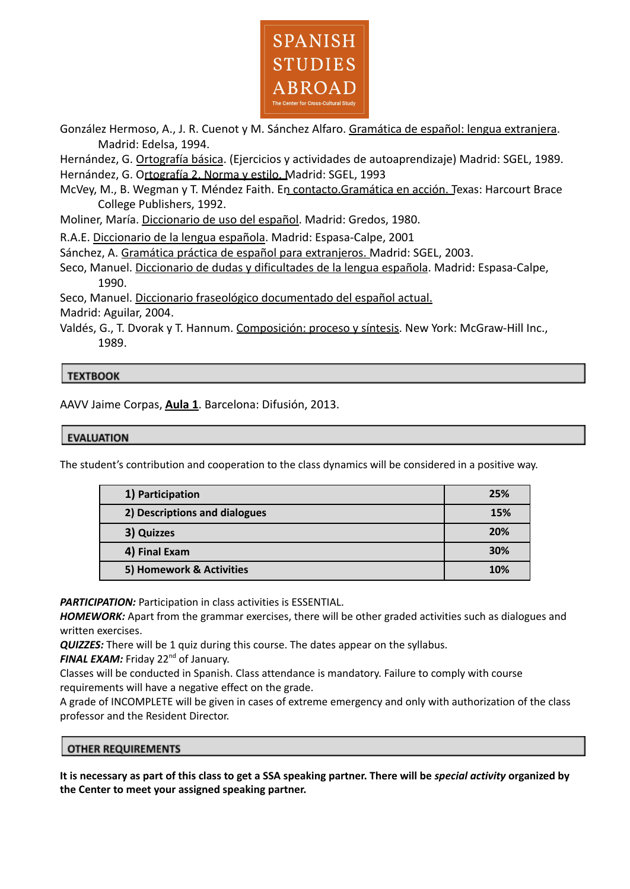González Hermoso, A., J. R. Cuenot y M. Sánchez Alfaro. Gramática de español: lengua extranjera. Madrid: Edelsa, 1994.

Hernández, G. Ortografía básica. (Ejercicios y actividades de autoaprendizaje) Madrid: SGEL, 1989.

Hernández, G. Ortografía 2. Norma y estilo. Madrid: SGEL, 1993

McVey, M., B. Wegman y T. Méndez Faith. En contacto.Gramática en acción. Texas: Harcourt Brace College Publishers, 1992.

Moliner, María. Diccionario de uso del español. Madrid: Gredos, 1980.

R.A.E. Diccionario de la lengua española. Madrid: Espasa-Calpe, 2001

Sánchez, A. Gramática práctica de español para extranjeros. Madrid: SGEL, 2003.

Seco, Manuel. Diccionario de dudas y dificultades de la lengua española. Madrid: Espasa-Calpe, 1990.

Seco, Manuel. Diccionario fraseológico documentado del español actual.
Madrid: Aguilar, 2004.

Valdés, G., T. Dvorak y T. Hannum. Composición: proceso y síntesis. New York: McGraw-Hill Inc., 1989.

## TEXTBOOK

AAVV Jaime Corpas, **Aula 1**. Barcelona: Difusión, 2013.

## EVALUATION

The student's contribution and cooperation to the class dynamics will be considered in a positive way.

| Component | Weight |
|---|---|
| **1) Participation** | **25%** |
| **2) Descriptions and dialogues** | **15%** |
| **3) Quizzes** | **20%** |
| **4) Final Exam** | **30%** |
| **5) Homework & Activities** | **10%** |

***PARTICIPATION:*** Participation in class activities is ESSENTIAL.
***HOMEWORK:*** Apart from the grammar exercises, there will be other graded activities such as dialogues and written exercises.
***QUIZZES:*** There will be 1 quiz during this course. The dates appear on the syllabus.
***FINAL EXAM:*** Friday 22nd of January.
Classes will be conducted in Spanish. Class attendance is mandatory. Failure to comply with course requirements will have a negative effect on the grade.
A grade of INCOMPLETE will be given in cases of extreme emergency and only with authorization of the class professor and the Resident Director.

## OTHER REQUIREMENTS

**It is necessary as part of this class to get a SSA speaking partner. There will be *special activity* organized by the Center to meet your assigned speaking partner.**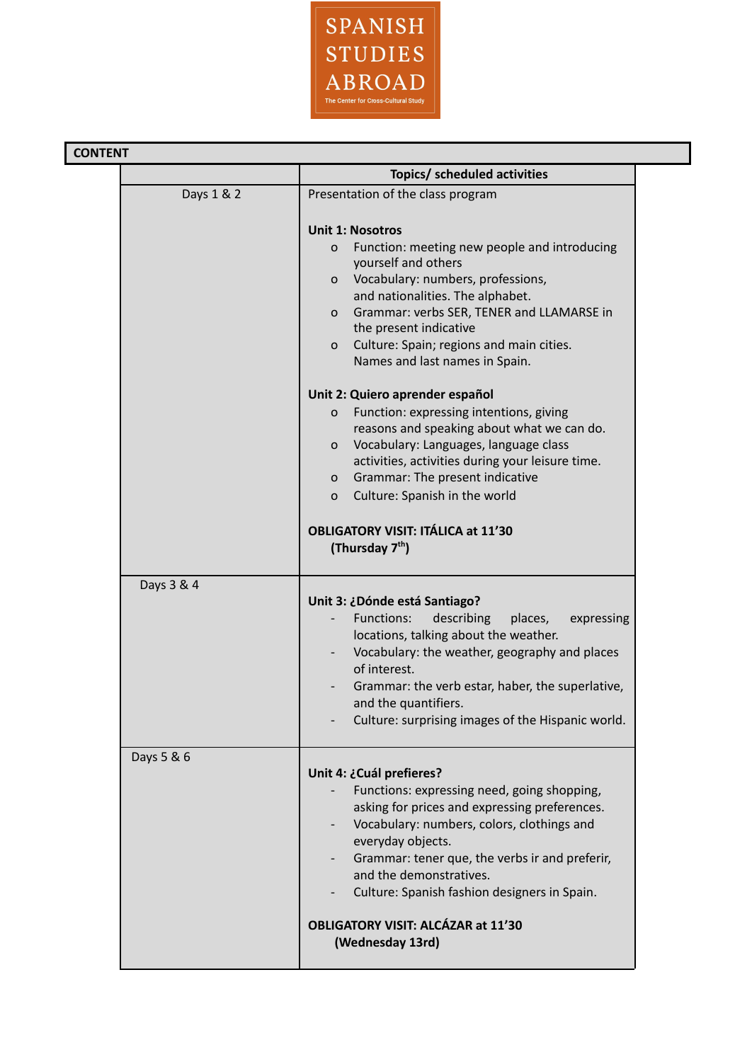SPANISH STUDIES ABROAD

The Center for Cross-Cultural Study

**CONTENT**

| | **Topics/ scheduled activities** |
|---|---|
| Days 1 & 2 | Presentation of the class program<br><br>**Unit 1: Nosotros**<br>o Function: meeting new people and introducing yourself and others<br>o Vocabulary: numbers, professions, and nationalities. The alphabet.<br>o Grammar: verbs SER, TENER and LLAMARSE in the present indicative<br>o Culture: Spain; regions and main cities. Names and last names in Spain.<br><br>**Unit 2: Quiero aprender español**<br>o Function: expressing intentions, giving reasons and speaking about what we can do.<br>o Vocabulary: Languages, language class activities, activities during your leisure time.<br>o Grammar: The present indicative<br>o Culture: Spanish in the world<br><br>**OBLIGATORY VISIT: ITÁLICA at 11'30 (Thursday 7th)** |
| Days 3 & 4 | **Unit 3: ¿Dónde está Santiago?**<br>- Functions: describing places, expressing locations, talking about the weather.<br>- Vocabulary: the weather, geography and places of interest.<br>- Grammar: the verb estar, haber, the superlative, and the quantifiers.<br>- Culture: surprising images of the Hispanic world. |
| Days 5 & 6 | **Unit 4: ¿Cuál prefieres?**<br>- Functions: expressing need, going shopping, asking for prices and expressing preferences.<br>- Vocabulary: numbers, colors, clothings and everyday objects.<br>- Grammar: tener que, the verbs ir and preferir, and the demonstratives.<br>- Culture: Spanish fashion designers in Spain.<br><br>**OBLIGATORY VISIT: ALCÁZAR at 11'30 (Wednesday 13rd)** |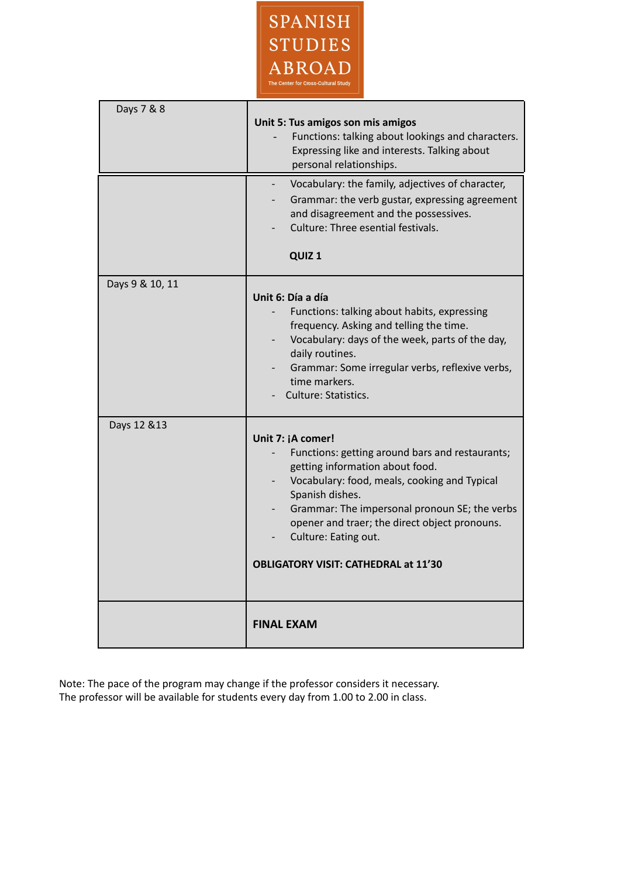SPANISH STUDIES ABROAD

The Center for Cross-Cultural Study

| | |
|---|---|
| Days 7 & 8 | **Unit 5: Tus amigos son mis amigos**<br>- Functions: talking about lookings and characters. Expressing like and interests. Talking about personal relationships.<br>- Vocabulary: the family, adjectives of character,<br>- Grammar: the verb gustar, expressing agreement and disagreement and the possessives.<br>- Culture: Three essential festivals.<br><br>**QUIZ 1** |
| Days 9 & 10, 11 | **Unit 6: Día a día**<br>- Functions: talking about habits, expressing frequency. Asking and telling the time.<br>- Vocabulary: days of the week, parts of the day, daily routines.<br>- Grammar: Some irregular verbs, reflexive verbs, time markers.<br>- Culture: Statistics. |
| Days 12 &13 | **Unit 7: ¡A comer!**<br>- Functions: getting around bars and restaurants; getting information about food.<br>- Vocabulary: food, meals, cooking and Typical Spanish dishes.<br>- Grammar: The impersonal pronoun SE; the verbs opener and traer; the direct object pronouns.<br>- Culture: Eating out.<br><br>**OBLIGATORY VISIT: CATHEDRAL at 11'30** |
| | **FINAL EXAM** |

Note: The pace of the program may change if the professor considers it necessary.
The professor will be available for students every day from 1.00 to 2.00 in class.